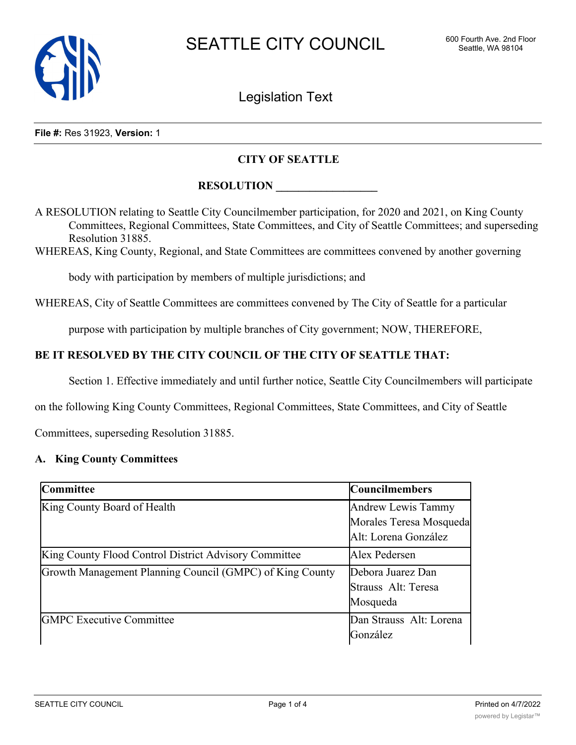SEATTLE CITY COUNCIL

600 Fourth Ave. 2nd Floor
Seattle, WA 98104

Legislation Text

**File #:** Res 31923, **Version:** 1

**CITY OF SEATTLE**

**RESOLUTION \_\_\_\_\_\_\_\_\_\_\_\_\_\_\_\_\_\_**

A RESOLUTION relating to Seattle City Councilmember participation, for 2020 and 2021, on King County Committees, Regional Committees, State Committees, and City of Seattle Committees; and superseding Resolution 31885.

WHEREAS, King County, Regional, and State Committees are committees convened by another governing body with participation by members of multiple jurisdictions; and

WHEREAS, City of Seattle Committees are committees convened by The City of Seattle for a particular purpose with participation by multiple branches of City government; NOW, THEREFORE,

**BE IT RESOLVED BY THE CITY COUNCIL OF THE CITY OF SEATTLE THAT:**

Section 1. Effective immediately and until further notice, Seattle City Councilmembers will participate on the following King County Committees, Regional Committees, State Committees, and City of Seattle Committees, superseding Resolution 31885.

**A. King County Committees**

| Committee | Councilmembers |
|---|---|
| King County Board of Health | Andrew Lewis Tammy Morales Teresa Mosqueda Alt: Lorena González |
| King County Flood Control District Advisory Committee | Alex Pedersen |
| Growth Management Planning Council (GMPC) of King County | Debora Juarez Dan Strauss Alt: Teresa Mosqueda |
| GMPC Executive Committee | Dan Strauss Alt: Lorena González |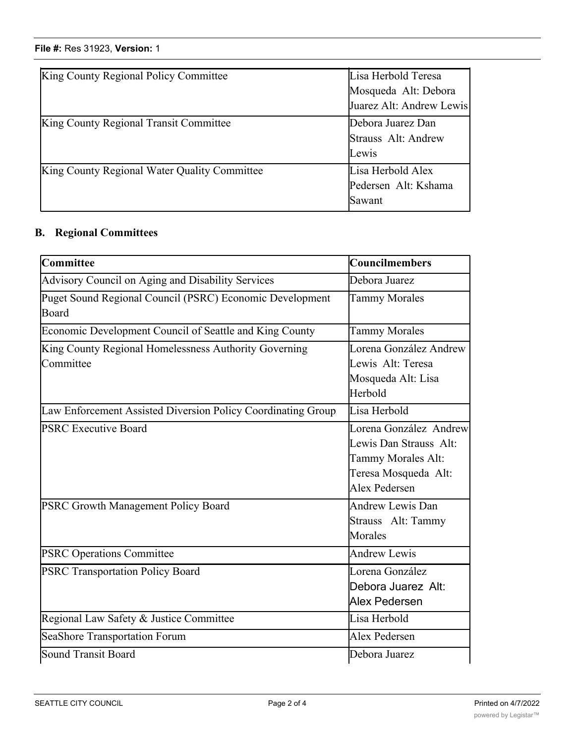| | |
|---|---|
| King County Regional Policy Committee | Lisa Herbold Teresa Mosqueda Alt: Debora Juarez Alt: Andrew Lewis |
| King County Regional Transit Committee | Debora Juarez Dan Strauss Alt: Andrew Lewis |
| King County Regional Water Quality Committee | Lisa Herbold Alex Pedersen Alt: Kshama Sawant |

## B. Regional Committees

| Committee | Councilmembers |
|---|---|
| Advisory Council on Aging and Disability Services | Debora Juarez |
| Puget Sound Regional Council (PSRC) Economic Development Board | Tammy Morales |
| Economic Development Council of Seattle and King County | Tammy Morales |
| King County Regional Homelessness Authority Governing Committee | Lorena González Andrew Lewis Alt: Teresa Mosqueda Alt: Lisa Herbold |
| Law Enforcement Assisted Diversion Policy Coordinating Group | Lisa Herbold |
| PSRC Executive Board | Lorena González Andrew Lewis Dan Strauss Alt: Tammy Morales Alt: Teresa Mosqueda Alt: Alex Pedersen |
| PSRC Growth Management Policy Board | Andrew Lewis Dan Strauss Alt: Tammy Morales |
| PSRC Operations Committee | Andrew Lewis |
| PSRC Transportation Policy Board | Lorena González Debora Juarez Alt: Alex Pedersen |
| Regional Law Safety & Justice Committee | Lisa Herbold |
| SeaShore Transportation Forum | Alex Pedersen |
| Sound Transit Board | Debora Juarez |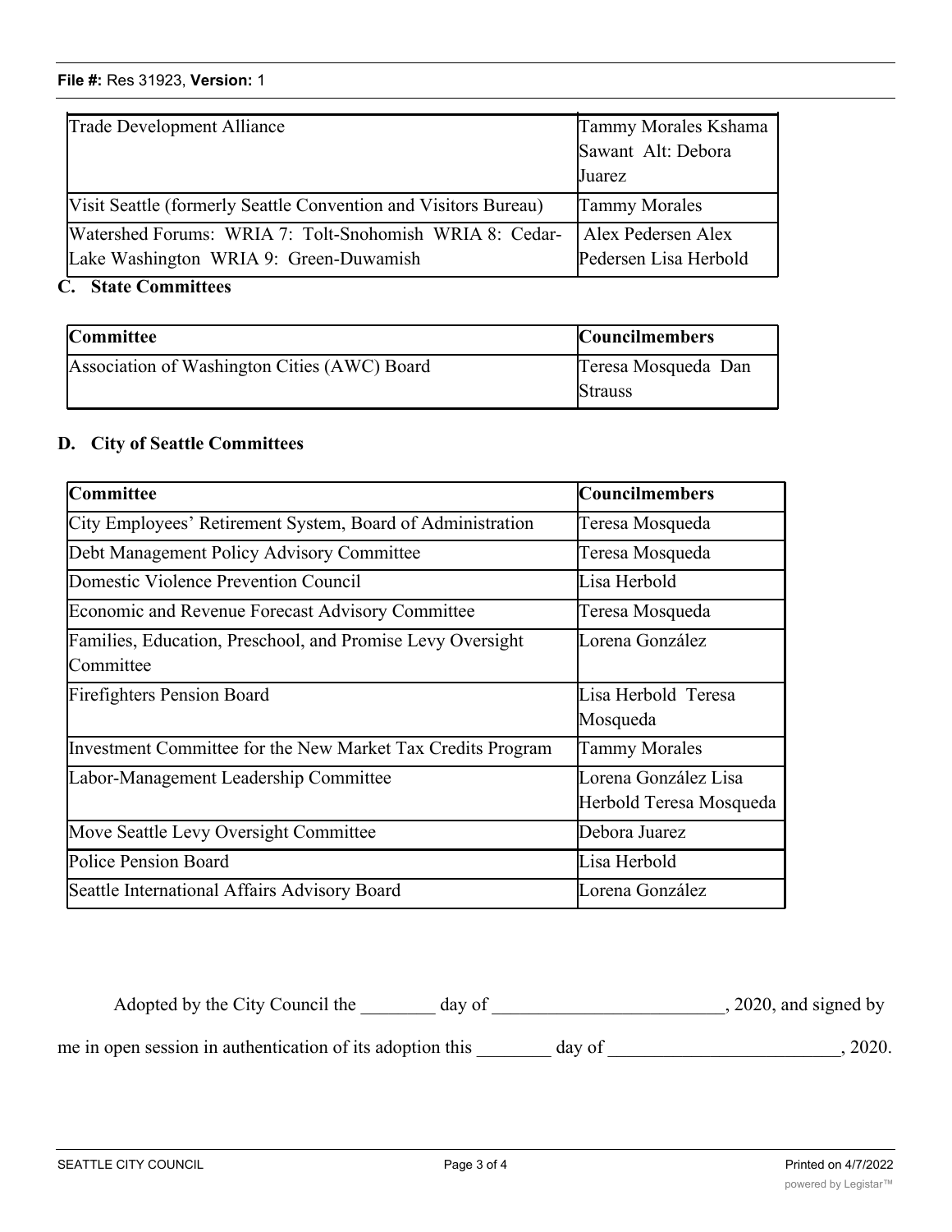| | |
|---|---|
| Trade Development Alliance | Tammy Morales Kshama Sawant Alt: Debora Juarez |
| Visit Seattle (formerly Seattle Convention and Visitors Bureau) | Tammy Morales |
| Watershed Forums: WRIA 7: Tolt-Snohomish WRIA 8: Cedar-Lake Washington WRIA 9: Green-Duwamish | Alex Pedersen Alex Pedersen Lisa Herbold |

**C. State Committees**

| Committee | Councilmembers |
|---|---|
| Association of Washington Cities (AWC) Board | Teresa Mosqueda Dan Strauss |

**D. City of Seattle Committees**

| Committee | Councilmembers |
|---|---|
| City Employees' Retirement System, Board of Administration | Teresa Mosqueda |
| Debt Management Policy Advisory Committee | Teresa Mosqueda |
| Domestic Violence Prevention Council | Lisa Herbold |
| Economic and Revenue Forecast Advisory Committee | Teresa Mosqueda |
| Families, Education, Preschool, and Promise Levy Oversight Committee | Lorena González |
| Firefighters Pension Board | Lisa Herbold Teresa Mosqueda |
| Investment Committee for the New Market Tax Credits Program | Tammy Morales |
| Labor-Management Leadership Committee | Lorena González Lisa Herbold Teresa Mosqueda |
| Move Seattle Levy Oversight Committee | Debora Juarez |
| Police Pension Board | Lisa Herbold |
| Seattle International Affairs Advisory Board | Lorena González |

Adopted by the City Council the ________ day of ________________________, 2020, and signed by me in open session in authentication of its adoption this ________ day of ________________________, 2020.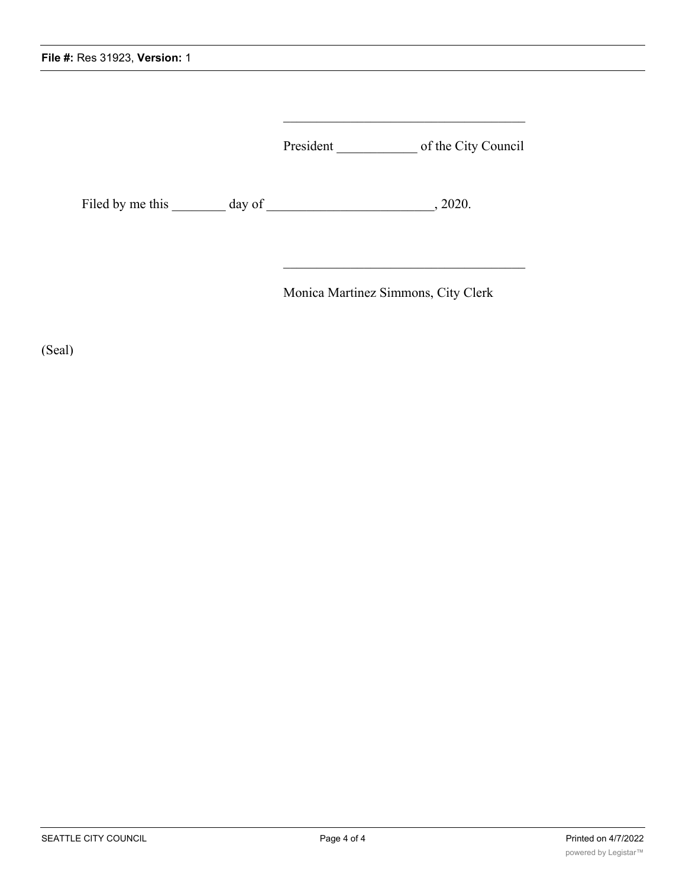\_\_\_\_\_\_\_\_\_\_\_\_\_\_\_\_\_\_\_\_\_\_\_\_\_\_\_\_\_\_\_\_\_\_\_\_\_\_

President \_\_\_\_\_\_\_\_\_\_\_\_ of the City Council

Filed by me this \_\_\_\_\_\_\_\_ day of \_\_\_\_\_\_\_\_\_\_\_\_\_\_\_\_\_\_\_\_\_\_\_\_\_, 2020.

\_\_\_\_\_\_\_\_\_\_\_\_\_\_\_\_\_\_\_\_\_\_\_\_\_\_\_\_\_\_\_\_\_\_\_\_\_\_

Monica Martinez Simmons, City Clerk

(Seal)